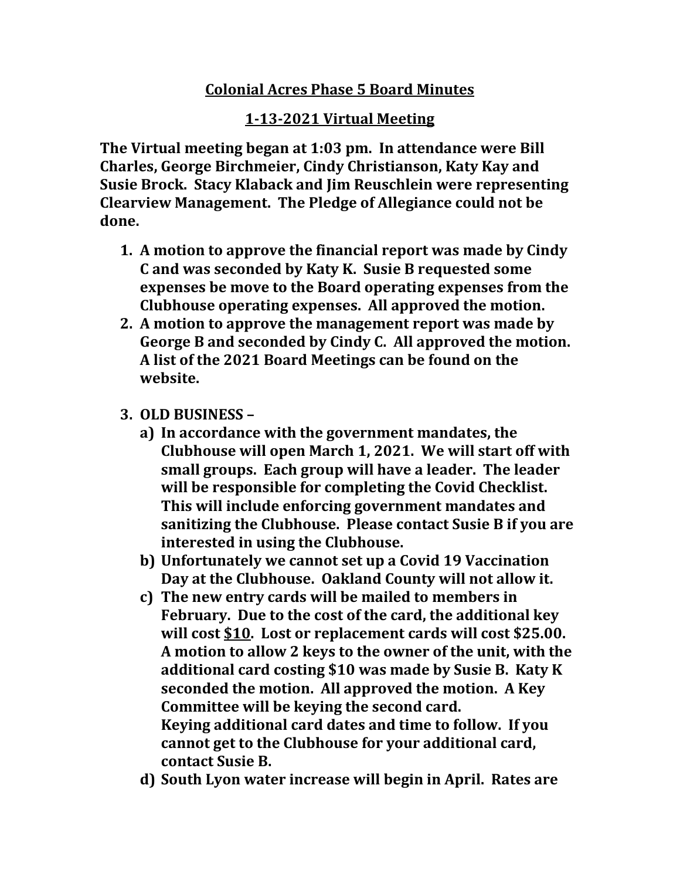# Colonial Acres Phase 5 Board Minutes

## 1-13-2021 Virtual Meeting

**The Virtual meeting began at 1:03 pm. In attendance were Bill Charles, George Birchmeier, Cindy Christianson, Katy Kay and Susie Brock. Stacy Klaback and Jim Reuschlein were representing Clearview Management. The Pledge of Allegiance could not be done.**

1. **A motion to approve the financial report was made by Cindy C and was seconded by Katy K. Susie B requested some expenses be move to the Board operating expenses from the Clubhouse operating expenses. All approved the motion.**
2. **A motion to approve the management report was made by George B and seconded by Cindy C. All approved the motion. A list of the 2021 Board Meetings can be found on the website.**

3. **OLD BUSINESS –**
   a) **In accordance with the government mandates, the Clubhouse will open March 1, 2021. We will start off with small groups. Each group will have a leader. The leader will be responsible for completing the Covid Checklist. This will include enforcing government mandates and sanitizing the Clubhouse. Please contact Susie B if you are interested in using the Clubhouse.**
   b) **Unfortunately we cannot set up a Covid 19 Vaccination Day at the Clubhouse. Oakland County will not allow it.**
   c) **The new entry cards will be mailed to members in February. Due to the cost of the card, the additional key will cost <u>$10</u>. Lost or replacement cards will cost $25.00. A motion to allow 2 keys to the owner of the unit, with the additional card costing $10 was made by Susie B. Katy K seconded the motion. All approved the motion. A Key Committee will be keying the second card.**
   **Keying additional card dates and time to follow. If you cannot get to the Clubhouse for your additional card, contact Susie B.**
   d) **South Lyon water increase will begin in April. Rates are**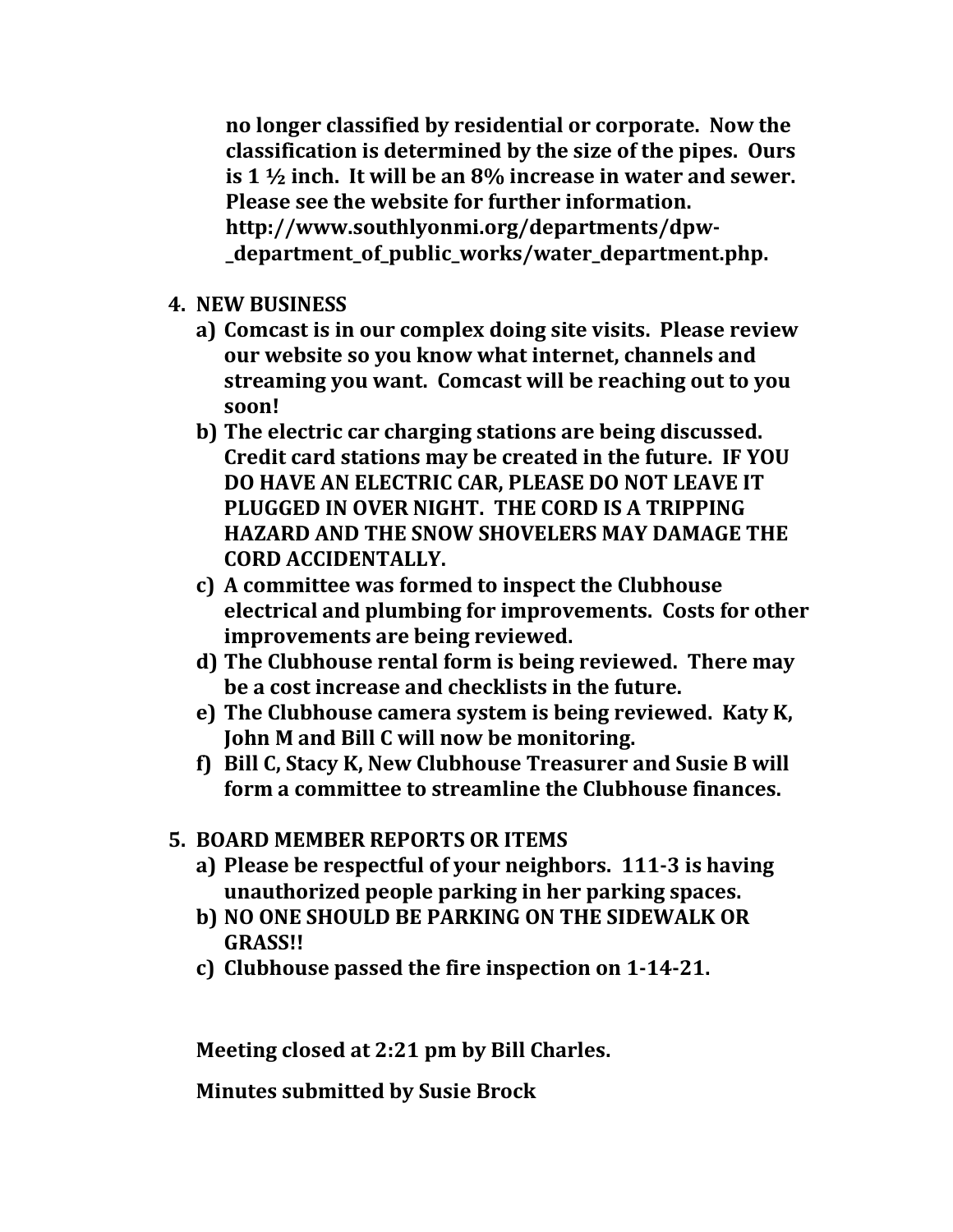**no longer classified by residential or corporate. Now the classification is determined by the size of the pipes. Ours is 1 ½ inch. It will be an 8% increase in water and sewer. Please see the website for further information. http://www.southlyonmi.org/departments/dpw-_department_of_public_works/water_department.php.**

4. **NEW BUSINESS**
   a) **Comcast is in our complex doing site visits. Please review our website so you know what internet, channels and streaming you want. Comcast will be reaching out to you soon!**
   b) **The electric car charging stations are being discussed. Credit card stations may be created in the future. IF YOU DO HAVE AN ELECTRIC CAR, PLEASE DO NOT LEAVE IT PLUGGED IN OVER NIGHT. THE CORD IS A TRIPPING HAZARD AND THE SNOW SHOVELERS MAY DAMAGE THE CORD ACCIDENTALLY.**
   c) **A committee was formed to inspect the Clubhouse electrical and plumbing for improvements. Costs for other improvements are being reviewed.**
   d) **The Clubhouse rental form is being reviewed. There may be a cost increase and checklists in the future.**
   e) **The Clubhouse camera system is being reviewed. Katy K, John M and Bill C will now be monitoring.**
   f) **Bill C, Stacy K, New Clubhouse Treasurer and Susie B will form a committee to streamline the Clubhouse finances.**

5. **BOARD MEMBER REPORTS OR ITEMS**
   a) **Please be respectful of your neighbors. 111-3 is having unauthorized people parking in her parking spaces.**
   b) **NO ONE SHOULD BE PARKING ON THE SIDEWALK OR GRASS!!**
   c) **Clubhouse passed the fire inspection on 1-14-21.**

**Meeting closed at 2:21 pm by Bill Charles.**

**Minutes submitted by Susie Brock**